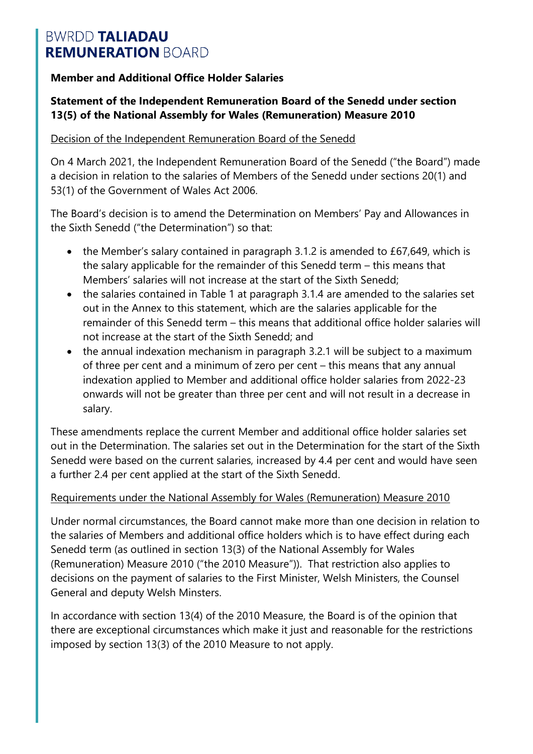BWRDD **TALIADAU**
**REMUNERATION** BOARD

**Member and Additional Office Holder Salaries**

**Statement of the Independent Remuneration Board of the Senedd under section 13(5) of the National Assembly for Wales (Remuneration) Measure 2010**

<u>Decision of the Independent Remuneration Board of the Senedd</u>

On 4 March 2021, the Independent Remuneration Board of the Senedd ("the Board") made a decision in relation to the salaries of Members of the Senedd under sections 20(1) and 53(1) of the Government of Wales Act 2006.

The Board's decision is to amend the Determination on Members' Pay and Allowances in the Sixth Senedd ("the Determination") so that:

- the Member's salary contained in paragraph 3.1.2 is amended to £67,649, which is the salary applicable for the remainder of this Senedd term – this means that Members' salaries will not increase at the start of the Sixth Senedd;
- the salaries contained in Table 1 at paragraph 3.1.4 are amended to the salaries set out in the Annex to this statement, which are the salaries applicable for the remainder of this Senedd term – this means that additional office holder salaries will not increase at the start of the Sixth Senedd; and
- the annual indexation mechanism in paragraph 3.2.1 will be subject to a maximum of three per cent and a minimum of zero per cent – this means that any annual indexation applied to Member and additional office holder salaries from 2022-23 onwards will not be greater than three per cent and will not result in a decrease in salary.

These amendments replace the current Member and additional office holder salaries set out in the Determination. The salaries set out in the Determination for the start of the Sixth Senedd were based on the current salaries, increased by 4.4 per cent and would have seen a further 2.4 per cent applied at the start of the Sixth Senedd.

<u>Requirements under the National Assembly for Wales (Remuneration) Measure 2010</u>

Under normal circumstances, the Board cannot make more than one decision in relation to the salaries of Members and additional office holders which is to have effect during each Senedd term (as outlined in section 13(3) of the National Assembly for Wales (Remuneration) Measure 2010 ("the 2010 Measure")). That restriction also applies to decisions on the payment of salaries to the First Minister, Welsh Ministers, the Counsel General and deputy Welsh Minsters.

In accordance with section 13(4) of the 2010 Measure, the Board is of the opinion that there are exceptional circumstances which make it just and reasonable for the restrictions imposed by section 13(3) of the 2010 Measure to not apply.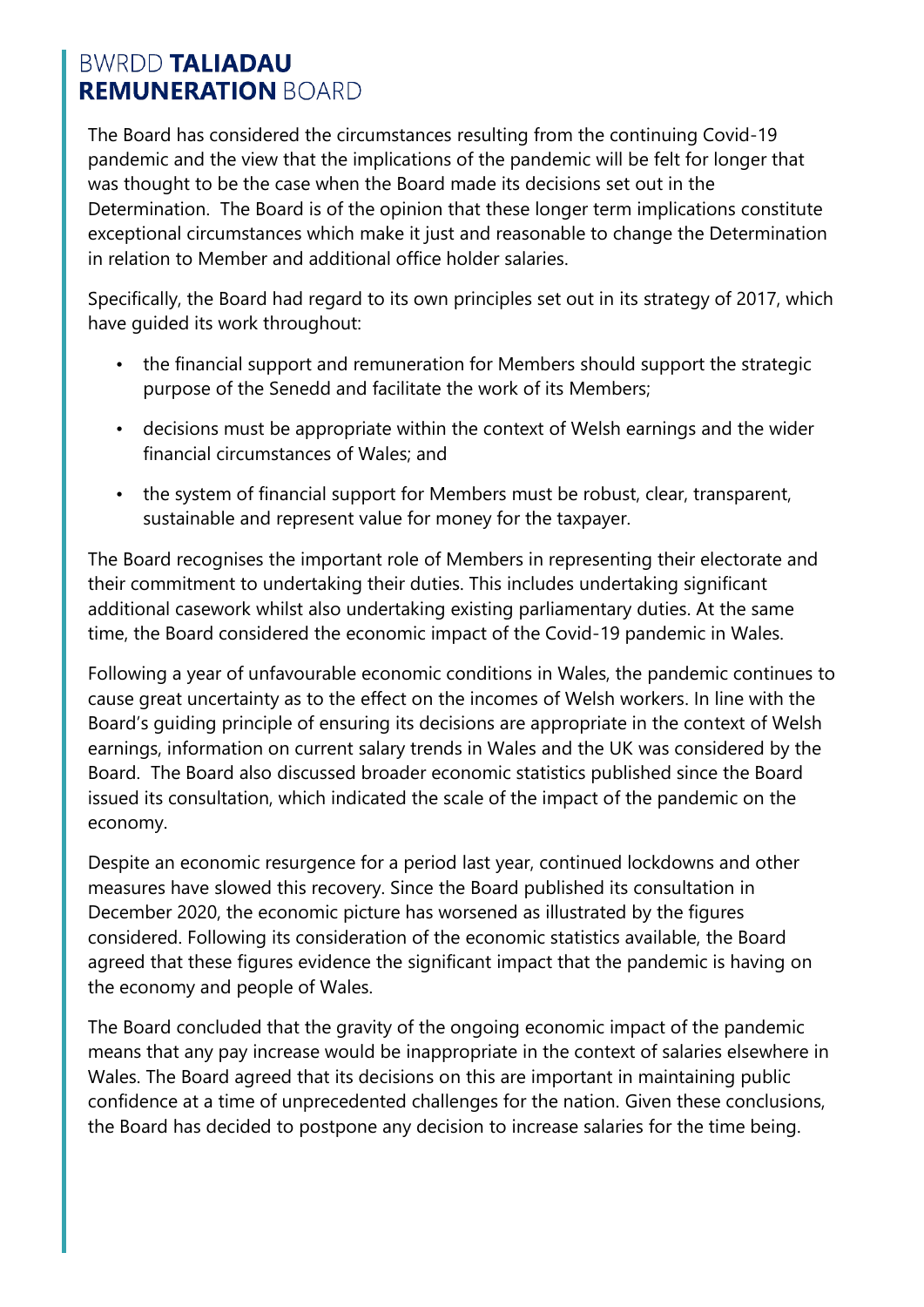The Board has considered the circumstances resulting from the continuing Covid-19 pandemic and the view that the implications of the pandemic will be felt for longer that was thought to be the case when the Board made its decisions set out in the Determination. The Board is of the opinion that these longer term implications constitute exceptional circumstances which make it just and reasonable to change the Determination in relation to Member and additional office holder salaries.

Specifically, the Board had regard to its own principles set out in its strategy of 2017, which have guided its work throughout:

- the financial support and remuneration for Members should support the strategic purpose of the Senedd and facilitate the work of its Members;
- decisions must be appropriate within the context of Welsh earnings and the wider financial circumstances of Wales; and
- the system of financial support for Members must be robust, clear, transparent, sustainable and represent value for money for the taxpayer.

The Board recognises the important role of Members in representing their electorate and their commitment to undertaking their duties. This includes undertaking significant additional casework whilst also undertaking existing parliamentary duties. At the same time, the Board considered the economic impact of the Covid-19 pandemic in Wales.

Following a year of unfavourable economic conditions in Wales, the pandemic continues to cause great uncertainty as to the effect on the incomes of Welsh workers. In line with the Board's guiding principle of ensuring its decisions are appropriate in the context of Welsh earnings, information on current salary trends in Wales and the UK was considered by the Board. The Board also discussed broader economic statistics published since the Board issued its consultation, which indicated the scale of the impact of the pandemic on the economy.

Despite an economic resurgence for a period last year, continued lockdowns and other measures have slowed this recovery. Since the Board published its consultation in December 2020, the economic picture has worsened as illustrated by the figures considered. Following its consideration of the economic statistics available, the Board agreed that these figures evidence the significant impact that the pandemic is having on the economy and people of Wales.

The Board concluded that the gravity of the ongoing economic impact of the pandemic means that any pay increase would be inappropriate in the context of salaries elsewhere in Wales. The Board agreed that its decisions on this are important in maintaining public confidence at a time of unprecedented challenges for the nation. Given these conclusions, the Board has decided to postpone any decision to increase salaries for the time being.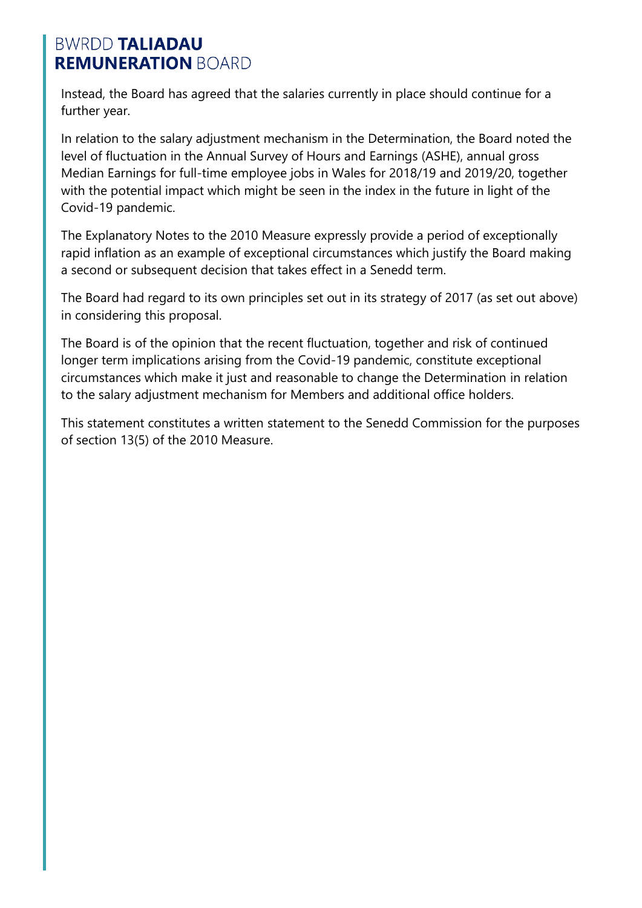Instead, the Board has agreed that the salaries currently in place should continue for a further year.

In relation to the salary adjustment mechanism in the Determination, the Board noted the level of fluctuation in the Annual Survey of Hours and Earnings (ASHE), annual gross Median Earnings for full-time employee jobs in Wales for 2018/19 and 2019/20, together with the potential impact which might be seen in the index in the future in light of the Covid-19 pandemic.

The Explanatory Notes to the 2010 Measure expressly provide a period of exceptionally rapid inflation as an example of exceptional circumstances which justify the Board making a second or subsequent decision that takes effect in a Senedd term.

The Board had regard to its own principles set out in its strategy of 2017 (as set out above) in considering this proposal.

The Board is of the opinion that the recent fluctuation, together and risk of continued longer term implications arising from the Covid-19 pandemic, constitute exceptional circumstances which make it just and reasonable to change the Determination in relation to the salary adjustment mechanism for Members and additional office holders.

This statement constitutes a written statement to the Senedd Commission for the purposes of section 13(5) of the 2010 Measure.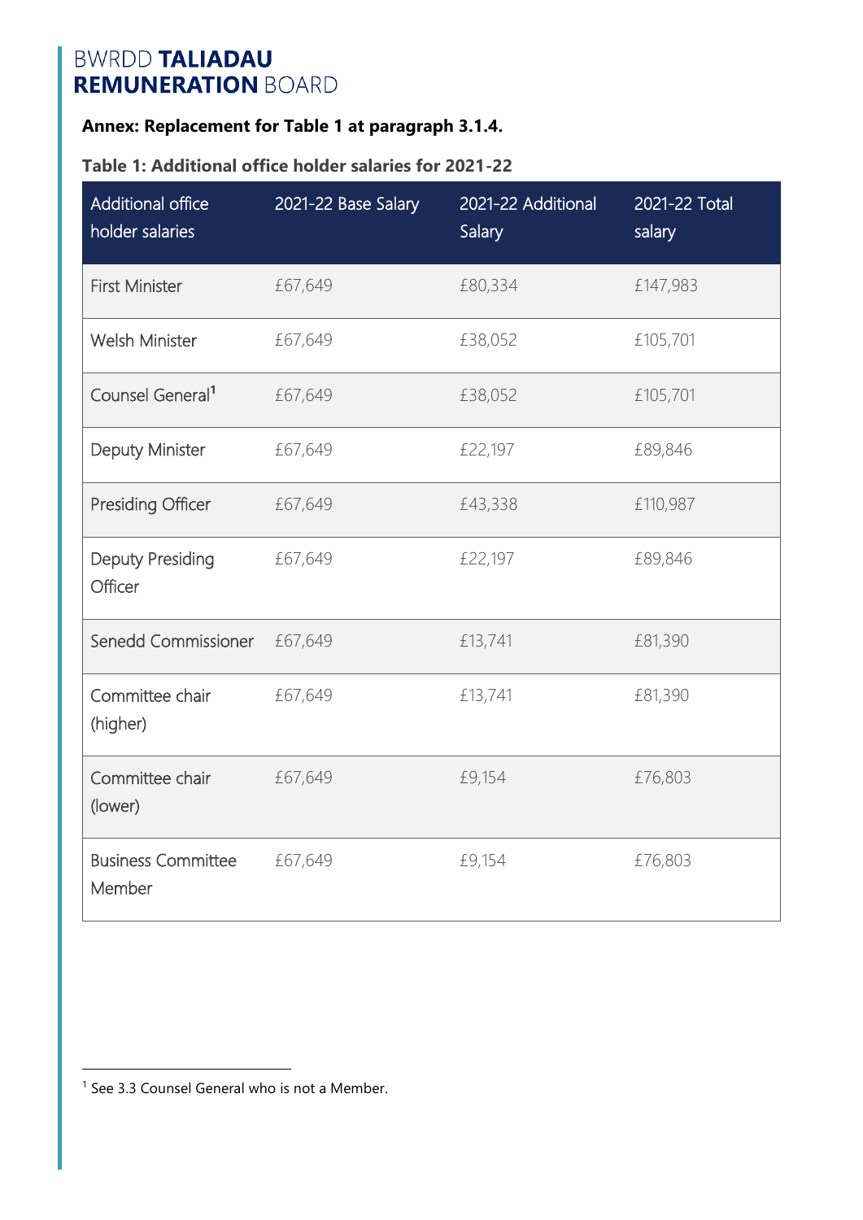BWRDD **TALIADAU**
**REMUNERATION** BOARD

**Annex: Replacement for Table 1 at paragraph 3.1.4.**

**Table 1: Additional office holder salaries for 2021-22**

| Additional office holder salaries | 2021-22 Base Salary | 2021-22 Additional Salary | 2021-22 Total salary |
|---|---|---|---|
| First Minister | £67,649 | £80,334 | £147,983 |
| Welsh Minister | £67,649 | £38,052 | £105,701 |
| Counsel General[1] | £67,649 | £38,052 | £105,701 |
| Deputy Minister | £67,649 | £22,197 | £89,846 |
| Presiding Officer | £67,649 | £43,338 | £110,987 |
| Deputy Presiding Officer | £67,649 | £22,197 | £89,846 |
| Senedd Commissioner | £67,649 | £13,741 | £81,390 |
| Committee chair (higher) | £67,649 | £13,741 | £81,390 |
| Committee chair (lower) | £67,649 | £9,154 | £76,803 |
| Business Committee Member | £67,649 | £9,154 | £76,803 |

[1] See 3.3 Counsel General who is not a Member.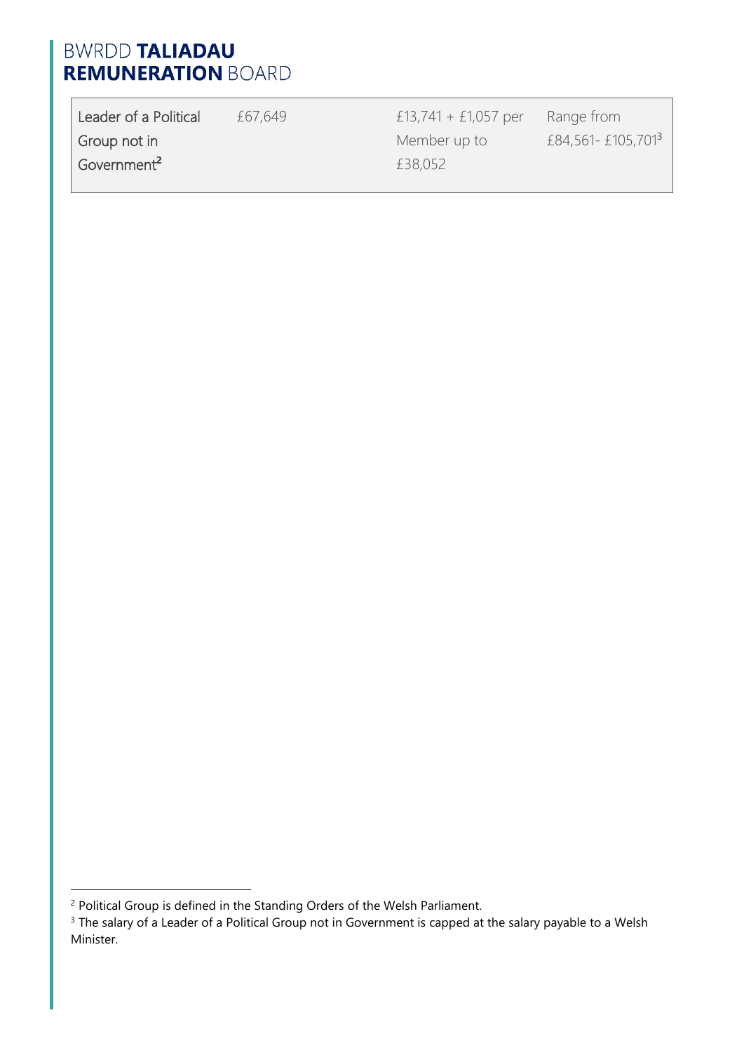| | | | |
|---|---|---|---|
| Leader of a Political Group not in Government[2] | £67,649 | £13,741 + £1,057 per Member up to £38,052 | Range from £84,561- £105,701[3] |

[2] Political Group is defined in the Standing Orders of the Welsh Parliament.

[3] The salary of a Leader of a Political Group not in Government is capped at the salary payable to a Welsh Minister.